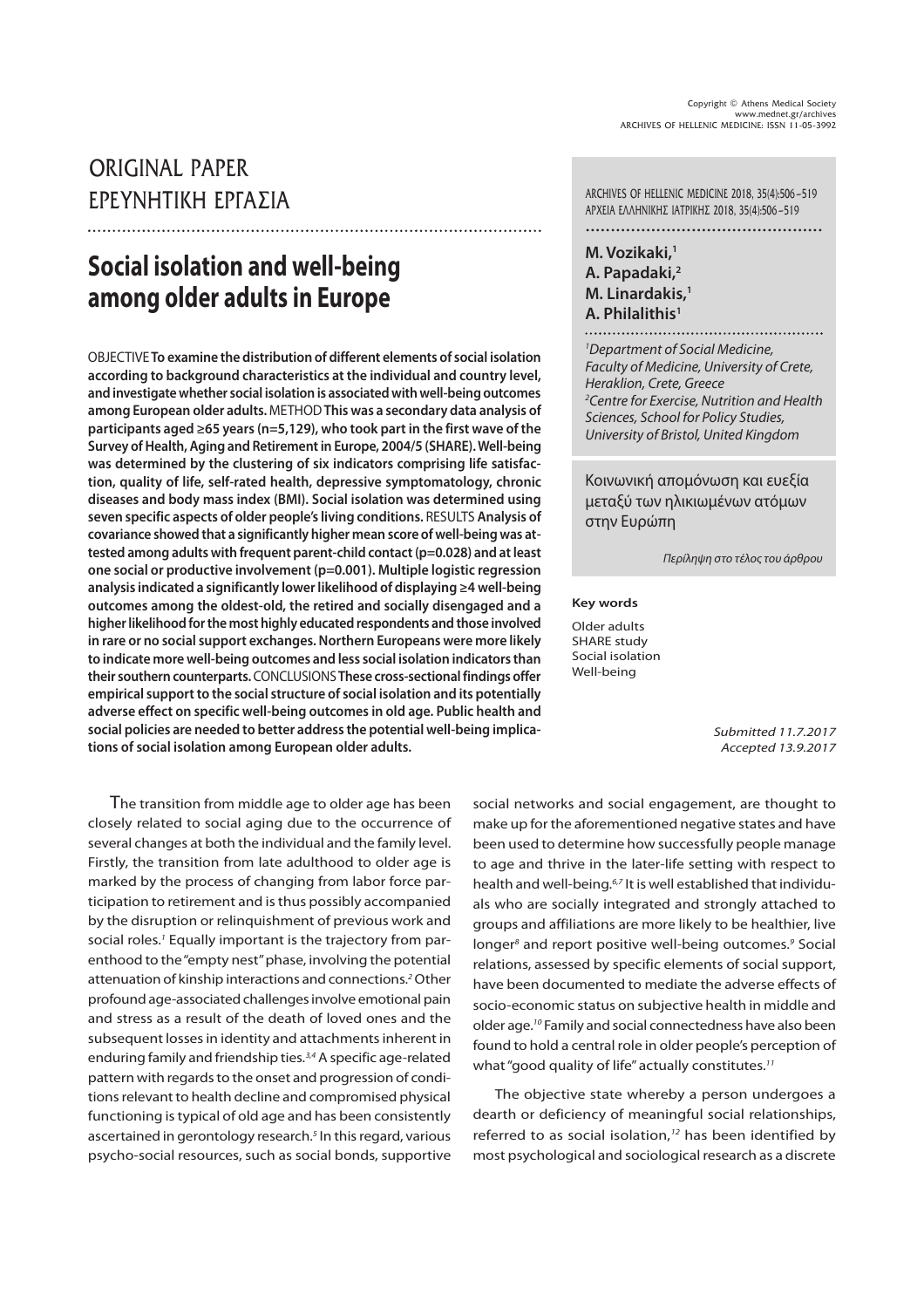ORIGINAL PAPER
ΕΡΕΥΝΗΤΙΚΗ ΕΡΓΑΣΙΑ

# Social isolation and well-being among older adults in Europe

**M. Vozikaki,[1]**
**A. Papadaki,[2]**
**M. Linardakis,[1]**
**A. Philalithis[1]**

*[1]Department of Social Medicine, Faculty of Medicine, University of Crete, Heraklion, Crete, Greece*
*[2]Centre for Exercise, Nutrition and Health Sciences, School for Policy Studies, University of Bristol, United Kingdom*

Κοινωνική απομόνωση και ευεξία μεταξύ των ηλικιωμένων ατόμων στην Ευρώπη

*Περίληψη στο τέλος του άρθρου*

**Key words**

Older adults
SHARE study
Social isolation
Well-being

*Submitted 11.7.2017*
*Accepted 13.9.2017*

OBJECTIVE **To examine the distribution of different elements of social isolation according to background characteristics at the individual and country level, and investigate whether social isolation is associated with well-being outcomes among European older adults.** METHOD **This was a secondary data analysis of participants aged ≥65 years (n=5,129), who took part in the first wave of the Survey of Health, Aging and Retirement in Europe, 2004/5 (SHARE). Well-being was determined by the clustering of six indicators comprising life satisfaction, quality of life, self-rated health, depressive symptomatology, chronic diseases and body mass index (BMI). Social isolation was determined using seven specific aspects of older people's living conditions.** RESULTS **Analysis of covariance showed that a significantly higher mean score of well-being was attested among adults with frequent parent-child contact (p=0.028) and at least one social or productive involvement (p=0.001). Multiple logistic regression analysis indicated a significantly lower likelihood of displaying ≥4 well-being outcomes among the oldest-old, the retired and socially disengaged and a higher likelihood for the most highly educated respondents and those involved in rare or no social support exchanges. Northern Europeans were more likely to indicate more well-being outcomes and less social isolation indicators than their southern counterparts.** CONCLUSIONS **These cross-sectional findings offer empirical support to the social structure of social isolation and its potentially adverse effect on specific well-being outcomes in old age. Public health and social policies are needed to better address the potential well-being implications of social isolation among European older adults.**

The transition from middle age to older age has been closely related to social aging due to the occurrence of several changes at both the individual and the family level. Firstly, the transition from late adulthood to older age is marked by the process of changing from labor force participation to retirement and is thus possibly accompanied by the disruption or relinquishment of previous work and social roles.[1] Equally important is the trajectory from parenthood to the "empty nest" phase, involving the potential attenuation of kinship interactions and connections.[2] Other profound age-associated challenges involve emotional pain and stress as a result of the death of loved ones and the subsequent losses in identity and attachments inherent in enduring family and friendship ties.[3,4] A specific age-related pattern with regards to the onset and progression of conditions relevant to health decline and compromised physical functioning is typical of old age and has been consistently ascertained in gerontology research.[5] In this regard, various psycho-social resources, such as social bonds, supportive social networks and social engagement, are thought to make up for the aforementioned negative states and have been used to determine how successfully people manage to age and thrive in the later-life setting with respect to health and well-being.[6,7] It is well established that individuals who are socially integrated and strongly attached to groups and affiliations are more likely to be healthier, live longer[8] and report positive well-being outcomes.[9] Social relations, assessed by specific elements of social support, have been documented to mediate the adverse effects of socio-economic status on subjective health in middle and older age.[10] Family and social connectedness have also been found to hold a central role in older people's perception of what "good quality of life" actually constitutes.[11]

The objective state whereby a person undergoes a dearth or deficiency of meaningful social relationships, referred to as social isolation,[12] has been identified by most psychological and sociological research as a discrete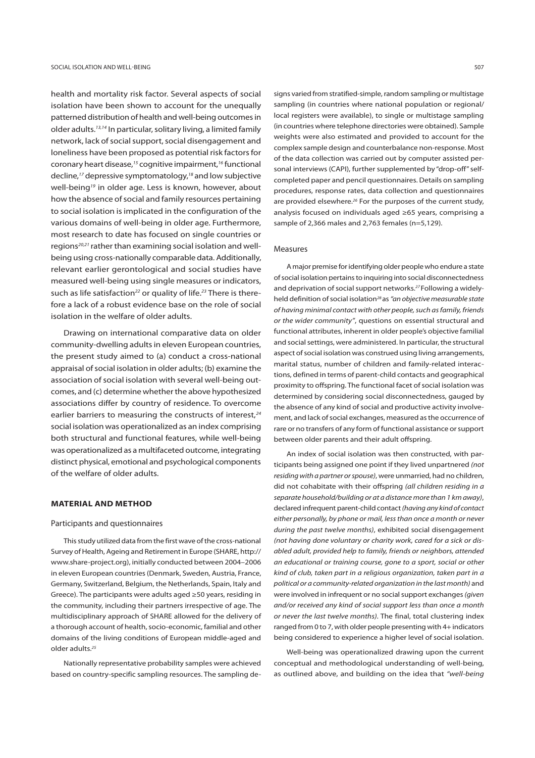health and mortality risk factor. Several aspects of social isolation have been shown to account for the unequally patterned distribution of health and well-being outcomes in older adults.[13,14] In particular, solitary living, a limited family network, lack of social support, social disengagement and loneliness have been proposed as potential risk factors for coronary heart disease,[15] cognitive impairment,[16] functional decline,[17] depressive symptomatology,[18] and low subjective well-being[19] in older age. Less is known, however, about how the absence of social and family resources pertaining to social isolation is implicated in the configuration of the various domains of well-being in older age. Furthermore, most research to date has focused on single countries or regions[20,21] rather than examining social isolation and well-being using cross-nationally comparable data. Additionally, relevant earlier gerontological and social studies have measured well-being using single measures or indicators, such as life satisfaction[22] or quality of life.[23] There is therefore a lack of a robust evidence base on the role of social isolation in the welfare of older adults.

Drawing on international comparative data on older community-dwelling adults in eleven European countries, the present study aimed to (a) conduct a cross-national appraisal of social isolation in older adults; (b) examine the association of social isolation with several well-being outcomes, and (c) determine whether the above hypothesized associations differ by country of residence. To overcome earlier barriers to measuring the constructs of interest,[24] social isolation was operationalized as an index comprising both structural and functional features, while well-being was operationalized as a multifaceted outcome, integrating distinct physical, emotional and psychological components of the welfare of older adults.

## MATERIAL AND METHOD

### Participants and questionnaires

This study utilized data from the first wave of the cross-national Survey of Health, Ageing and Retirement in Europe (SHARE, http://www.share-project.org), initially conducted between 2004–2006 in eleven European countries (Denmark, Sweden, Austria, France, Germany, Switzerland, Belgium, the Netherlands, Spain, Italy and Greece). The participants were adults aged ≥50 years, residing in the community, including their partners irrespective of age. The multidisciplinary approach of SHARE allowed for the delivery of a thorough account of health, socio-economic, familial and other domains of the living conditions of European middle-aged and older adults.[25]

Nationally representative probability samples were achieved based on country-specific sampling resources. The sampling designs varied from stratified-simple, random sampling or multistage sampling (in countries where national population or regional/local registers were available), to single or multistage sampling (in countries where telephone directories were obtained). Sample weights were also estimated and provided to account for the complex sample design and counterbalance non-response. Most of the data collection was carried out by computer assisted personal interviews (CAPI), further supplemented by "drop-off" self-completed paper and pencil questionnaires. Details on sampling procedures, response rates, data collection and questionnaires are provided elsewhere.[26] For the purposes of the current study, analysis focused on individuals aged ≥65 years, comprising a sample of 2,366 males and 2,763 females (n=5,129).

### Measures

A major premise for identifying older people who endure a state of social isolation pertains to inquiring into social disconnectedness and deprivation of social support networks.[27] Following a widely-held definition of social isolation[28] as *"an objective measurable state of having minimal contact with other people, such as family, friends or the wider community"*, questions on essential structural and functional attributes, inherent in older people's objective familial and social settings, were administered. In particular, the structural aspect of social isolation was construed using living arrangements, marital status, number of children and family-related interactions, defined in terms of parent-child contacts and geographical proximity to offspring. The functional facet of social isolation was determined by considering social disconnectedness, gauged by the absence of any kind of social and productive activity involvement, and lack of social exchanges, measured as the occurrence of rare or no transfers of any form of functional assistance or support between older parents and their adult offspring.

An index of social isolation was then constructed, with participants being assigned one point if they lived unpartnered *(not residing with a partner or spouse)*, were unmarried, had no children, did not cohabitate with their offspring *(all children residing in a separate household/building or at a distance more than 1 km away)*, declared infrequent parent-child contact *(having any kind of contact either personally, by phone or mail, less than once a month or never during the past twelve months)*, exhibited social disengagement *(not having done voluntary or charity work, cared for a sick or disabled adult, provided help to family, friends or neighbors, attended an educational or training course, gone to a sport, social or other kind of club, taken part in a religious organization, taken part in a political or a community-related organization in the last month)* and were involved in infrequent or no social support exchanges *(given and/or received any kind of social support less than once a month or never the last twelve months)*. The final, total clustering index ranged from 0 to 7, with older people presenting with 4+ indicators being considered to experience a higher level of social isolation.

Well-being was operationalized drawing upon the current conceptual and methodological understanding of well-being, as outlined above, and building on the idea that *"well-being*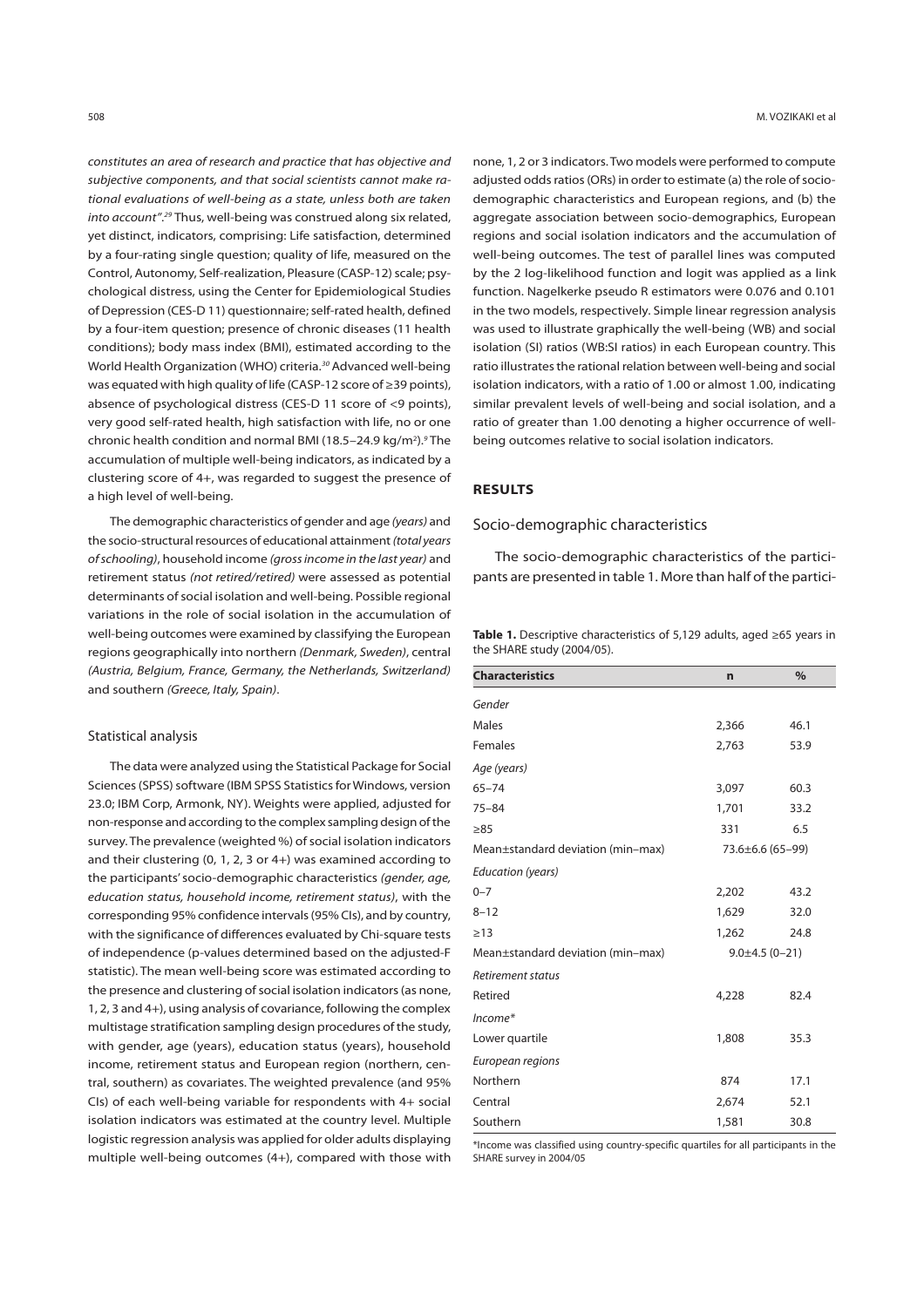*constitutes an area of research and practice that has objective and subjective components, and that social scientists cannot make rational evaluations of well-being as a state, unless both are taken into account".*[29] Thus, well-being was construed along six related, yet distinct, indicators, comprising: Life satisfaction, determined by a four-rating single question; quality of life, measured on the Control, Autonomy, Self-realization, Pleasure (CASP-12) scale; psychological distress, using the Center for Epidemiological Studies of Depression (CES-D 11) questionnaire; self-rated health, defined by a four-item question; presence of chronic diseases (11 health conditions); body mass index (BMI), estimated according to the World Health Organization (WHO) criteria.[30] Advanced well-being was equated with high quality of life (CASP-12 score of ≥39 points), absence of psychological distress (CES-D 11 score of <9 points), very good self-rated health, high satisfaction with life, no or one chronic health condition and normal BMI (18.5–24.9 kg/m$^2$).[9] The accumulation of multiple well-being indicators, as indicated by a clustering score of 4+, was regarded to suggest the presence of a high level of well-being.

The demographic characteristics of gender and age *(years)* and the socio-structural resources of educational attainment *(total years of schooling)*, household income *(gross income in the last year)* and retirement status *(not retired/retired)* were assessed as potential determinants of social isolation and well-being. Possible regional variations in the role of social isolation in the accumulation of well-being outcomes were examined by classifying the European regions geographically into northern *(Denmark, Sweden)*, central *(Austria, Belgium, France, Germany, the Netherlands, Switzerland)* and southern *(Greece, Italy, Spain)*.

### Statistical analysis

The data were analyzed using the Statistical Package for Social Sciences (SPSS) software (IBM SPSS Statistics for Windows, version 23.0; IBM Corp, Armonk, NY). Weights were applied, adjusted for non-response and according to the complex sampling design of the survey. The prevalence (weighted %) of social isolation indicators and their clustering (0, 1, 2, 3 or 4+) was examined according to the participants' socio-demographic characteristics *(gender, age, education status, household income, retirement status)*, with the corresponding 95% confidence intervals (95% CIs), and by country, with the significance of differences evaluated by Chi-square tests of independence (p-values determined based on the adjusted-F statistic). The mean well-being score was estimated according to the presence and clustering of social isolation indicators (as none, 1, 2, 3 and 4+), using analysis of covariance, following the complex multistage stratification sampling design procedures of the study, with gender, age (years), education status (years), household income, retirement status and European region (northern, central, southern) as covariates. The weighted prevalence (and 95% CIs) of each well-being variable for respondents with 4+ social isolation indicators was estimated at the country level. Multiple logistic regression analysis was applied for older adults displaying multiple well-being outcomes (4+), compared with those with none, 1, 2 or 3 indicators. Two models were performed to compute adjusted odds ratios (ORs) in order to estimate (a) the role of socio-demographic characteristics and European regions, and (b) the aggregate association between socio-demographics, European regions and social isolation indicators and the accumulation of well-being outcomes. The test of parallel lines was computed by the 2 log-likelihood function and logit was applied as a link function. Nagelkerke pseudo R estimators were 0.076 and 0.101 in the two models, respectively. Simple linear regression analysis was used to illustrate graphically the well-being (WB) and social isolation (SI) ratios (WB:SI ratios) in each European country. This ratio illustrates the rational relation between well-being and social isolation indicators, with a ratio of 1.00 or almost 1.00, indicating similar prevalent levels of well-being and social isolation, and a ratio of greater than 1.00 denoting a higher occurrence of well-being outcomes relative to social isolation indicators.

## RESULTS

### Socio-demographic characteristics

The socio-demographic characteristics of the participants are presented in table 1. More than half of the partici-

**Table 1.** Descriptive characteristics of 5,129 adults, aged ≥65 years in the SHARE study (2004/05).

| Characteristics | n | % |
|---|---|---|
| *Gender* | | |
| Males | 2,366 | 46.1 |
| Females | 2,763 | 53.9 |
| *Age (years)* | | |
| 65–74 | 3,097 | 60.3 |
| 75–84 | 1,701 | 33.2 |
| ≥85 | 331 | 6.5 |
| Mean±standard deviation (min–max) | 73.6±6.6 (65–99) | |
| *Education (years)* | | |
| 0–7 | 2,202 | 43.2 |
| 8–12 | 1,629 | 32.0 |
| ≥13 | 1,262 | 24.8 |
| Mean±standard deviation (min–max) | 9.0±4.5 (0–21) | |
| *Retirement status* | | |
| Retired | 4,228 | 82.4 |
| *Income\** | | |
| Lower quartile | 1,808 | 35.3 |
| *European regions* | | |
| Northern | 874 | 17.1 |
| Central | 2,674 | 52.1 |
| Southern | 1,581 | 30.8 |

\*Income was classified using country-specific quartiles for all participants in the SHARE survey in 2004/05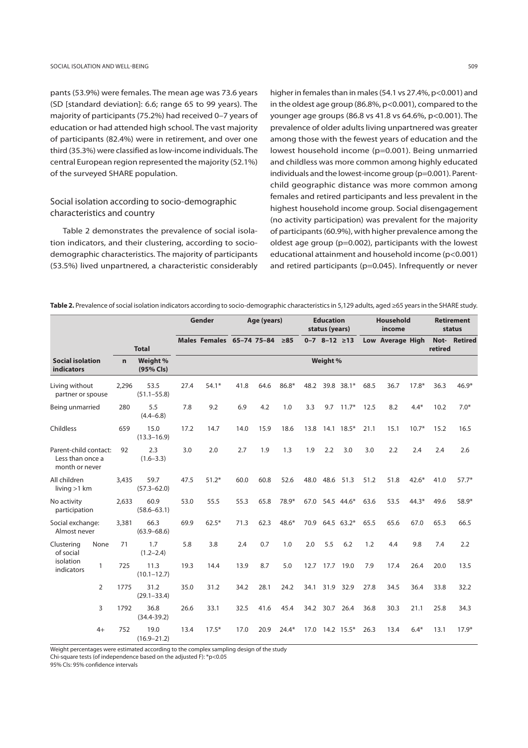pants (53.9%) were females. The mean age was 73.6 years (SD [standard deviation]: 6.6; range 65 to 99 years). The majority of participants (75.2%) had received 0–7 years of education or had attended high school. The vast majority of participants (82.4%) were in retirement, and over one third (35.3%) were classified as low-income individuals. The central European region represented the majority (52.1%) of the surveyed SHARE population.

## Social isolation according to socio-demographic characteristics and country

Table 2 demonstrates the prevalence of social isolation indicators, and their clustering, according to socio-demographic characteristics. The majority of participants (53.5%) lived unpartnered, a characteristic considerably higher in females than in males (54.1 vs 27.4%, p<0.001) and in the oldest age group (86.8%, p<0.001), compared to the younger age groups (86.8 vs 41.8 vs 64.6%, p<0.001). The prevalence of older adults living unpartnered was greater among those with the fewest years of education and the lowest household income (p=0.001). Being unmarried and childless was more common among highly educated individuals and the lowest-income group (p=0.001). Parent-child geographic distance was more common among females and retired participants and less prevalent in the highest household income group. Social disengagement (no activity participation) was prevalent for the majority of participants (60.9%), with higher prevalence among the oldest age group (p=0.002), participants with the lowest educational attainment and household income (p<0.001) and retired participants (p=0.045). Infrequently or never

**Table 2.** Prevalence of social isolation indicators according to socio-demographic characteristics in 5,129 adults, aged ≥65 years in the SHARE study.

| | | | | Gender | | Age (years) | | | Education status (years) | | | Household income | | | Retirement status | |
|---|---|---|---|---|---|---|---|---|---|---|---|---|---|---|---|---|
| | | Total | | Males | Females | 65–74 | 75–84 | ≥85 | 0–7 | 8–12 | ≥13 | Low | Average | High | Not-retired | Retired |
| **Social isolation indicators** | | **n** | **Weight % (95% CIs)** | **Weight %** | | | | | | | | | | | | |
| Living without partner or spouse | | 2,296 | 53.5 (51.1–55.8) | 27.4 | 54.1* | 41.8 | 64.6 | 86.8* | 48.2 | 39.8 | 38.1* | 68.5 | 36.7 | 17.8* | 36.3 | 46.9* |
| Being unmarried | | 280 | 5.5 (4.4–6.8) | 7.8 | 9.2 | 6.9 | 4.2 | 1.0 | 3.3 | 9.7 | 11.7* | 12.5 | 8.2 | 4.4* | 10.2 | 7.0* |
| Childless | | 659 | 15.0 (13.3–16.9) | 17.2 | 14.7 | 14.0 | 15.9 | 18.6 | 13.8 | 14.1 | 18.5* | 21.1 | 15.1 | 10.7* | 15.2 | 16.5 |
| Parent-child contact: Less than once a month or never | | 92 | 2.3 (1.6–3.3) | 3.0 | 2.0 | 2.7 | 1.9 | 1.3 | 1.9 | 2.2 | 3.0 | 3.0 | 2.2 | 2.4 | 2.4 | 2.6 |
| All children living >1 km | | 3,435 | 59.7 (57.3–62.0) | 47.5 | 51.2* | 60.0 | 60.8 | 52.6 | 48.0 | 48.6 | 51.3 | 51.2 | 51.8 | 42.6* | 41.0 | 57.7* |
| No activity participation | | 2,633 | 60.9 (58.6–63.1) | 53.0 | 55.5 | 55.3 | 65.8 | 78.9* | 67.0 | 54.5 | 44.6* | 63.6 | 53.5 | 44.3* | 49.6 | 58.9* |
| Social exchange: Almost never | | 3,381 | 66.3 (63.9–68.6) | 69.9 | 62.5* | 71.3 | 62.3 | 48.6* | 70.9 | 64.5 | 63.2* | 65.5 | 65.6 | 67.0 | 65.3 | 66.5 |
| Clustering of social isolation indicators | None | 71 | 1.7 (1.2–2.4) | 5.8 | 3.8 | 2.4 | 0.7 | 1.0 | 2.0 | 5.5 | 6.2 | 1.2 | 4.4 | 9.8 | 7.4 | 2.2 |
| | 1 | 725 | 11.3 (10.1–12.7) | 19.3 | 14.4 | 13.9 | 8.7 | 5.0 | 12.7 | 17.7 | 19.0 | 7.9 | 17.4 | 26.4 | 20.0 | 13.5 |
| | 2 | 1775 | 31.2 (29.1–33.4) | 35.0 | 31.2 | 34.2 | 28.1 | 24.2 | 34.1 | 31.9 | 32.9 | 27.8 | 34.5 | 36.4 | 33.8 | 32.2 |
| | 3 | 1792 | 36.8 (34.4-39.2) | 26.6 | 33.1 | 32.5 | 41.6 | 45.4 | 34.2 | 30.7 | 26.4 | 36.8 | 30.3 | 21.1 | 25.8 | 34.3 |
| | 4+ | 752 | 19.0 (16.9–21.2) | 13.4 | 17.5* | 17.0 | 20.9 | 24.4* | 17.0 | 14.2 | 15.5* | 26.3 | 13.4 | 6.4* | 13.1 | 17.9* |

Weight percentages were estimated according to the complex sampling design of the study
Chi-square tests (of independence based on the adjusted F): *p<0.05
95% CIs: 95% confidence intervals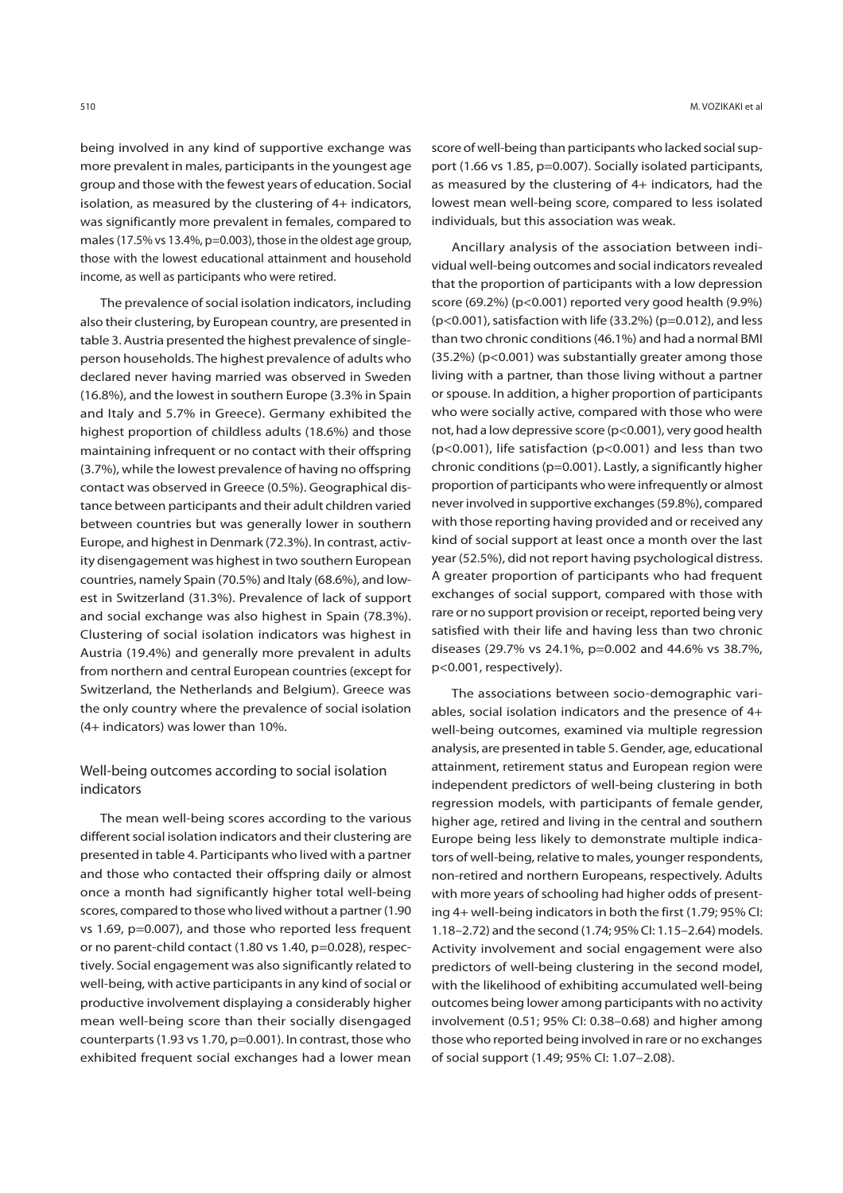being involved in any kind of supportive exchange was more prevalent in males, participants in the youngest age group and those with the fewest years of education. Social isolation, as measured by the clustering of 4+ indicators, was significantly more prevalent in females, compared to males (17.5% vs 13.4%, p=0.003), those in the oldest age group, those with the lowest educational attainment and household income, as well as participants who were retired.

The prevalence of social isolation indicators, including also their clustering, by European country, are presented in table 3. Austria presented the highest prevalence of single-person households. The highest prevalence of adults who declared never having married was observed in Sweden (16.8%), and the lowest in southern Europe (3.3% in Spain and Italy and 5.7% in Greece). Germany exhibited the highest proportion of childless adults (18.6%) and those maintaining infrequent or no contact with their offspring (3.7%), while the lowest prevalence of having no offspring contact was observed in Greece (0.5%). Geographical distance between participants and their adult children varied between countries but was generally lower in southern Europe, and highest in Denmark (72.3%). In contrast, activity disengagement was highest in two southern European countries, namely Spain (70.5%) and Italy (68.6%), and lowest in Switzerland (31.3%). Prevalence of lack of support and social exchange was also highest in Spain (78.3%). Clustering of social isolation indicators was highest in Austria (19.4%) and generally more prevalent in adults from northern and central European countries (except for Switzerland, the Netherlands and Belgium). Greece was the only country where the prevalence of social isolation (4+ indicators) was lower than 10%.

## Well-being outcomes according to social isolation indicators

The mean well-being scores according to the various different social isolation indicators and their clustering are presented in table 4. Participants who lived with a partner and those who contacted their offspring daily or almost once a month had significantly higher total well-being scores, compared to those who lived without a partner (1.90 vs 1.69, p=0.007), and those who reported less frequent or no parent-child contact (1.80 vs 1.40, p=0.028), respectively. Social engagement was also significantly related to well-being, with active participants in any kind of social or productive involvement displaying a considerably higher mean well-being score than their socially disengaged counterparts (1.93 vs 1.70, p=0.001). In contrast, those who exhibited frequent social exchanges had a lower mean score of well-being than participants who lacked social support (1.66 vs 1.85, p=0.007). Socially isolated participants, as measured by the clustering of 4+ indicators, had the lowest mean well-being score, compared to less isolated individuals, but this association was weak.

Ancillary analysis of the association between individual well-being outcomes and social indicators revealed that the proportion of participants with a low depression score (69.2%) (p<0.001) reported very good health (9.9%) (p<0.001), satisfaction with life (33.2%) (p=0.012), and less than two chronic conditions (46.1%) and had a normal BMI (35.2%) (p<0.001) was substantially greater among those living with a partner, than those living without a partner or spouse. In addition, a higher proportion of participants who were socially active, compared with those who were not, had a low depressive score (p<0.001), very good health (p<0.001), life satisfaction (p<0.001) and less than two chronic conditions (p=0.001). Lastly, a significantly higher proportion of participants who were infrequently or almost never involved in supportive exchanges (59.8%), compared with those reporting having provided and or received any kind of social support at least once a month over the last year (52.5%), did not report having psychological distress. A greater proportion of participants who had frequent exchanges of social support, compared with those with rare or no support provision or receipt, reported being very satisfied with their life and having less than two chronic diseases (29.7% vs 24.1%, p=0.002 and 44.6% vs 38.7%, p<0.001, respectively).

The associations between socio-demographic variables, social isolation indicators and the presence of 4+ well-being outcomes, examined via multiple regression analysis, are presented in table 5. Gender, age, educational attainment, retirement status and European region were independent predictors of well-being clustering in both regression models, with participants of female gender, higher age, retired and living in the central and southern Europe being less likely to demonstrate multiple indicators of well-being, relative to males, younger respondents, non-retired and northern Europeans, respectively. Adults with more years of schooling had higher odds of presenting 4+ well-being indicators in both the first (1.79; 95% CI: 1.18–2.72) and the second (1.74; 95% CI: 1.15–2.64) models. Activity involvement and social engagement were also predictors of well-being clustering in the second model, with the likelihood of exhibiting accumulated well-being outcomes being lower among participants with no activity involvement (0.51; 95% CI: 0.38–0.68) and higher among those who reported being involved in rare or no exchanges of social support (1.49; 95% CI: 1.07–2.08).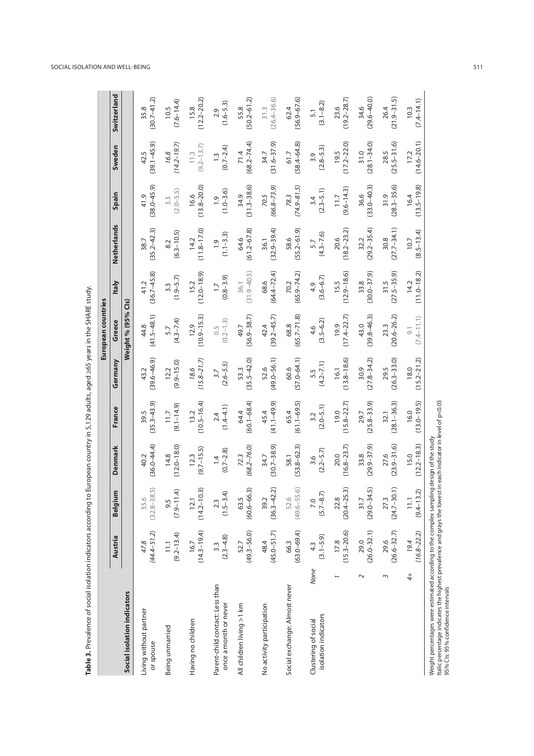**Table 3.** Prevalence of social isolation indicators according to European country in 5,129 adults, aged ≥65 years in the SHARE study.

| Social isolation indicators | | European countries | | | | | | | | | | |
|---|---|---|---|---|---|---|---|---|---|---|---|---|
| | | Austria | Belgium | Denmark | France | Germany | Greece | Italy | Netherlands | Spain | Sweden | Switzerland |
| | | Weight % (95% CIs) | | | | | | | | | | |
| Living without partner or spouse | | *47.8 (44.4–51.2)* | 35.6 (32.8–38.5) | 40.2 (36.0–44.4) | 39.5 (35.3–43.9) | 43.2 (39.6–46.9) | 44.8 (41.5–48.1) | 41.2 (36.7–45.8) | 38.7 (35.2–42.3) | 41.9 (38.0–45.9) | 42.5 (39.1–45.9) | 35.8 (30.7–41.2) |
| Being unmarried | | 11.1 (9.2–13.4) | 9.5 (7.9–11.4) | 14.8 (12.0–18.0) | 11.7 (9.1–14.9) | 12.2 (9.9–15.0) | 5.7 (4.3–7.4) | 3.3 (1.9–5.7) | 8.2 (6.3–10.5) | 3.3 (2.0–5.5) | *16.8 (14.2–19.7)* | 10.5 (7.6–14.4) |
| Having no children | | 16.7 (14.3–19.4) | 12.1 (14.2–10.3) | 12.3 (9.7–15.5) | 13.2 (10.5–16.4) | *18.6 (15.8–21.7)* | 12.9 (10.9–15.3) | 15.2 (12.0–18.9) | 14.2 (11.8–17.0) | 16.6 (13.8–20.0) | 11.3 (9.2–13.7) | 15.8 (12.2–20.2) |
| Parent-child contact: Less than once a month or never | | 3.3 (2.3–4.8) | 2.3 (1.5–3.4) | 1.4 (0.7–2.8) | 2.4 (1.4–4.1) | *3.7 (2.6–5.5)* | 0.5 (0.2–1.3) | 1.7 (0.8–3.9) | 1.9 (1.1–3.3) | 1.9 (1.0–3.6) | 1.3 (0.7–2.4) | 2.9 (1.6–5.3) |
| All children living >1 km | | 52.7 (49.3–56.0) | 63.5 (60.6–66.3) | *72.3 (68.2–76.0)* | 64.4 (60.1–68.4) | 53.3 (35.5–42.0) | 49.7 (56.9–38.7) | 36.1 (31.9–40.5) | 64.6 (61.2–67.8) | 34.9 (31.3–38.6) | 71.4 (68.2–74.4) | 55.8 (50.2–61.2) |
| No activity participation | | 48.4 (45.0–51.7) | 39.2 (36.3–42.2) | 34.7 (30.7–38.9) | 45.4 (41.1–49.9) | 52.6 (49.0–56.1) | 42.4 (39.2–45.7) | 68.6 (64.4–72.4) | 36.1 (32.9–39.4) | *70.5 (66.8–73.9)* | 34.7 (31.6–37.9) | 31.3 (26.4–36.6) |
| Social exchange: Almost never | | 66.3 (63.0–69.4) | 52.6 (49.6–55.6) | 58.1 (53.8–62.3) | 65.4 (61.1–69.5) | 60.6 (57.0–64.1) | 68.8 (65.7–71.8) | 70.2 (65.9–74.2) | 58.6 (55.2–61.9) | *78.3 (74.9–81.5)* | 61.7 (58.4–64.8) | 62.4 (56.9–67.6) |
| Clustering of social isolation indicators | *None* | 4.3 (3.1–5.9) | 7.0 (5.7–8.7) | 3.6 (2.2–5.7) | 3.2 (2.0–5.1) | 5.5 (4.2–7.1) | 4.6 (3.5–6.2) | 4.9 (3.6–6.7) | 5.7 (4.3–7.6) | 3.4 (2.3–5.1) | 3.9 (2.8–5.3) | 5.1 (3.1–8.2) |
| | *1* | 17.8 (15.3–20.6) | 22.8 (20.4–25.3) | 20.0 (16.8–23.7) | 19.0 (15.8–22.7) | 16.1 (13.8–18.6) | 19.9 (17.4–22.7) | 15.5 (12.9–18.6) | 20.6 (18.2–23.2) | 11.7 (9.6–14.3) | 19.5 (17.2–22.0) | 23.6 (19.2–28.7) |
| | *2* | 29.0 (26.0–32.1) | 31.7 (29.0–34.5) | 33.8 (29.9–37.9) | 29.7 (25.8–33.9) | 30.9 (27.8–34.2) | 43.0 (39.8–46.3) | 33.8 (30.0–37.9) | 32.2 (29.2–35.4) | 36.6 (33.0–40.3) | 31.0 (28.1–34.0) | 34.6 (29.6–40.0) |
| | *3* | 29.6 (26.6–32.7) | 27.3 (24.7–30.1) | 27.6 (23.9–31.6) | 32.1 (28.1–36.3) | 29.5 (26.3–33.0) | 23.3 (20.6–26.2) | 31.5 (27.5–35.9) | 30.8 (27.7–34.1) | 31.9 (28.3–35.6) | 28.5 (25.5–31.6) | 26.4 (21.9–31.5) |
| | *4+* | *19.4 (16.8–22.2)* | 11.1 (9.4–13.2) | 15.0 (12.2–18.3) | 16.0 (13.0–19.5) | 18.0 (15.2–21.2) | 9.1 (7.4–11.1) | 14.2 (11.0–18.2) | 10.7 (8.5–13.4) | 16.4 (13.5–19.8) | 17.2 (14.6–20.1) | 10.3 (7.4–14.1) |

Weight percentages were estimated according to the complex sampling design of the study
Italic percentage indicates the highest prevalence and grays the lowest in each indicator in level of p<0.05
95% CIs: 95% confidence intervals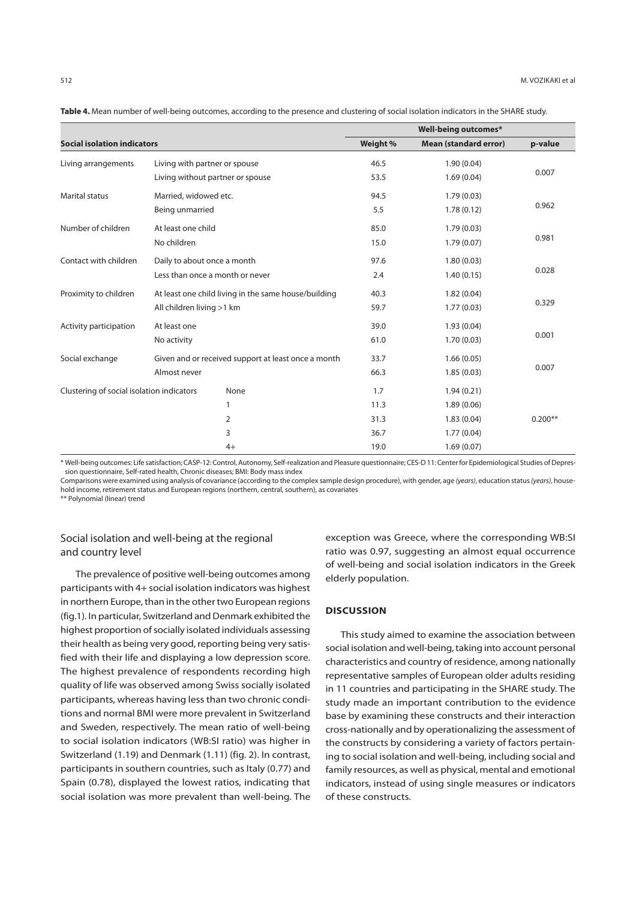**Table 4.** Mean number of well-being outcomes, according to the presence and clustering of social isolation indicators in the SHARE study.

| Social isolation indicators | | Well-being outcomes* | | |
|---|---|---|---|---|
| | | Weight % | Mean (standard error) | p-value |
| Living arrangements | Living with partner or spouse | 46.5 | 1.90 (0.04) | 0.007 |
| | Living without partner or spouse | 53.5 | 1.69 (0.04) | |
| Marital status | Married, widowed etc. | 94.5 | 1.79 (0.03) | 0.962 |
| | Being unmarried | 5.5 | 1.78 (0.12) | |
| Number of children | At least one child | 85.0 | 1.79 (0.03) | 0.981 |
| | No children | 15.0 | 1.79 (0.07) | |
| Contact with children | Daily to about once a month | 97.6 | 1.80 (0.03) | 0.028 |
| | Less than once a month or never | 2.4 | 1.40 (0.15) | |
| Proximity to children | At least one child living in the same house/building | 40.3 | 1.82 (0.04) | 0.329 |
| | All children living >1 km | 59.7 | 1.77 (0.03) | |
| Activity participation | At least one | 39.0 | 1.93 (0.04) | 0.001 |
| | No activity | 61.0 | 1.70 (0.03) | |
| Social exchange | Given and or received support at least once a month | 33.7 | 1.66 (0.05) | 0.007 |
| | Almost never | 66.3 | 1.85 (0.03) | |
| Clustering of social isolation indicators | None | 1.7 | 1.94 (0.21) | 0.200** |
| | 1 | 11.3 | 1.89 (0.06) | |
| | 2 | 31.3 | 1.83 (0.04) | |
| | 3 | 36.7 | 1.77 (0.04) | |
| | 4+ | 19.0 | 1.69 (0.07) | |

\* Well-being outcomes: Life satisfaction; CASP-12: Control, Autonomy, Self-realization and Pleasure questionnaire; CES-D 11: Center for Epidemiological Studies of Depression questionnaire, Self-rated health, Chronic diseases; BMI: Body mass index

Comparisons were examined using analysis of covariance (according to the complex sample design procedure), with gender, age *(years)*, education status *(years)*, household income, retirement status and European regions (northern, central, southern), as covariates

\*\* Polynomial (linear) trend

## Social isolation and well-being at the regional and country level

The prevalence of positive well-being outcomes among participants with 4+ social isolation indicators was highest in northern Europe, than in the other two European regions (fig.1). In particular, Switzerland and Denmark exhibited the highest proportion of socially isolated individuals assessing their health as being very good, reporting being very satisfied with their life and displaying a low depression score. The highest prevalence of respondents recording high quality of life was observed among Swiss socially isolated participants, whereas having less than two chronic conditions and normal BMI were more prevalent in Switzerland and Sweden, respectively. The mean ratio of well-being to social isolation indicators (WB:SI ratio) was higher in Switzerland (1.19) and Denmark (1.11) (fig. 2). In contrast, participants in southern countries, such as Italy (0.77) and Spain (0.78), displayed the lowest ratios, indicating that social isolation was more prevalent than well-being. The exception was Greece, where the corresponding WB:SI ratio was 0.97, suggesting an almost equal occurrence of well-being and social isolation indicators in the Greek elderly population.

## DISCUSSION

This study aimed to examine the association between social isolation and well-being, taking into account personal characteristics and country of residence, among nationally representative samples of European older adults residing in 11 countries and participating in the SHARE study. The study made an important contribution to the evidence base by examining these constructs and their interaction cross-nationally and by operationalizing the assessment of the constructs by considering a variety of factors pertaining to social isolation and well-being, including social and family resources, as well as physical, mental and emotional indicators, instead of using single measures or indicators of these constructs.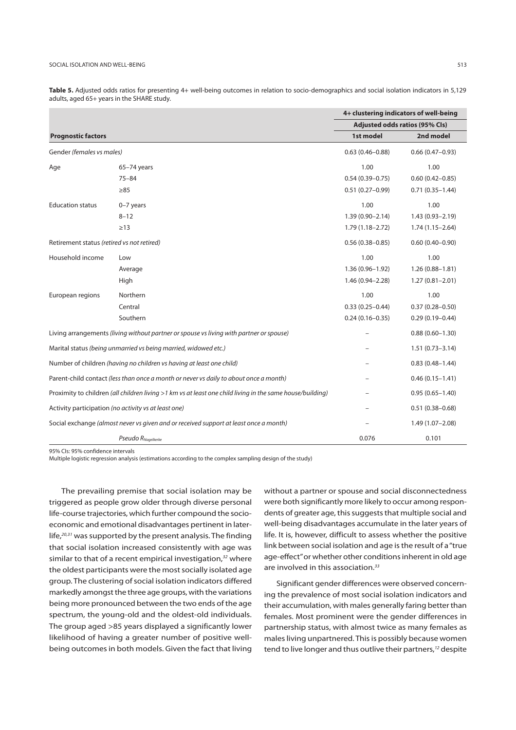**Table 5.** Adjusted odds ratios for presenting 4+ well-being outcomes in relation to socio-demographics and social isolation indicators in 5,129 adults, aged 65+ years in the SHARE study.

| | | 4+ clustering indicators of well-being | |
|---|---|---|---|
| | | Adjusted odds ratios (95% CIs) | |
| **Prognostic factors** | | **1st model** | **2nd model** |
| Gender *(females vs males)* | | 0.63 (0.46–0.88) | 0.66 (0.47–0.93) |
| Age | 65–74 years | 1.00 | 1.00 |
| | 75–84 | 0.54 (0.39–0.75) | 0.60 (0.42–0.85) |
| | ≥85 | 0.51 (0.27–0.99) | 0.71 (0.35–1.44) |
| Education status | 0–7 years | 1.00 | 1.00 |
| | 8–12 | 1.39 (0.90–2.14) | 1.43 (0.93–2.19) |
| | ≥13 | 1.79 (1.18–2.72) | 1.74 (1.15–2.64) |
| Retirement status *(retired vs not retired)* | | 0.56 (0.38–0.85) | 0.60 (0.40–0.90) |
| Household income | Low | 1.00 | 1.00 |
| | Average | 1.36 (0.96–1.92) | 1.26 (0.88–1.81) |
| | High | 1.46 (0.94–2.28) | 1.27 (0.81–2.01) |
| European regions | Northern | 1.00 | 1.00 |
| | Central | 0.33 (0.25–0.44) | 0.37 (0.28–0.50) |
| | Southern | 0.24 (0.16–0.35) | 0.29 (0.19–0.44) |
| Living arrangements *(living without partner or spouse vs living with partner or spouse)* | | – | 0.88 (0.60–1.30) |
| Marital status *(being unmarried vs being married, widowed etc.)* | | – | 1.51 (0.73–3.14) |
| Number of children *(having no children vs having at least one child)* | | – | 0.83 (0.48–1.44) |
| Parent-child contact *(less than once a month or never vs daily to about once a month)* | | – | 0.46 (0.15–1.41) |
| Proximity to children *(all children living >1 km vs at least one child living in the same house/building)* | | – | 0.95 (0.65–1.40) |
| Activity participation *(no activity vs at least one)* | | – | 0.51 (0.38–0.68) |
| Social exchange *(almost never vs given and or received support at least once a month)* | | – | 1.49 (1.07–2.08) |
| | *Pseudo* $R_{Nagelkerke}$ | 0.076 | 0.101 |

95% CIs: 95% confidence intervals

Multiple logistic regression analysis (estimations according to the complex sampling design of the study)

The prevailing premise that social isolation may be triggered as people grow older through diverse personal life-course trajectories, which further compound the socio-economic and emotional disadvantages pertinent in later-life,[20,31] was supported by the present analysis. The finding that social isolation increased consistently with age was similar to that of a recent empirical investigation,[32] where the oldest participants were the most socially isolated age group. The clustering of social isolation indicators differed markedly amongst the three age groups, with the variations being more pronounced between the two ends of the age spectrum, the young-old and the oldest-old individuals. The group aged >85 years displayed a significantly lower likelihood of having a greater number of positive well-being outcomes in both models. Given the fact that living without a partner or spouse and social disconnectedness were both significantly more likely to occur among respondents of greater age, this suggests that multiple social and well-being disadvantages accumulate in the later years of life. It is, however, difficult to assess whether the positive link between social isolation and age is the result of a "true age-effect" or whether other conditions inherent in old age are involved in this association.[33]

Significant gender differences were observed concerning the prevalence of most social isolation indicators and their accumulation, with males generally faring better than females. Most prominent were the gender differences in partnership status, with almost twice as many females as males living unpartnered. This is possibly because women tend to live longer and thus outlive their partners,[12] despite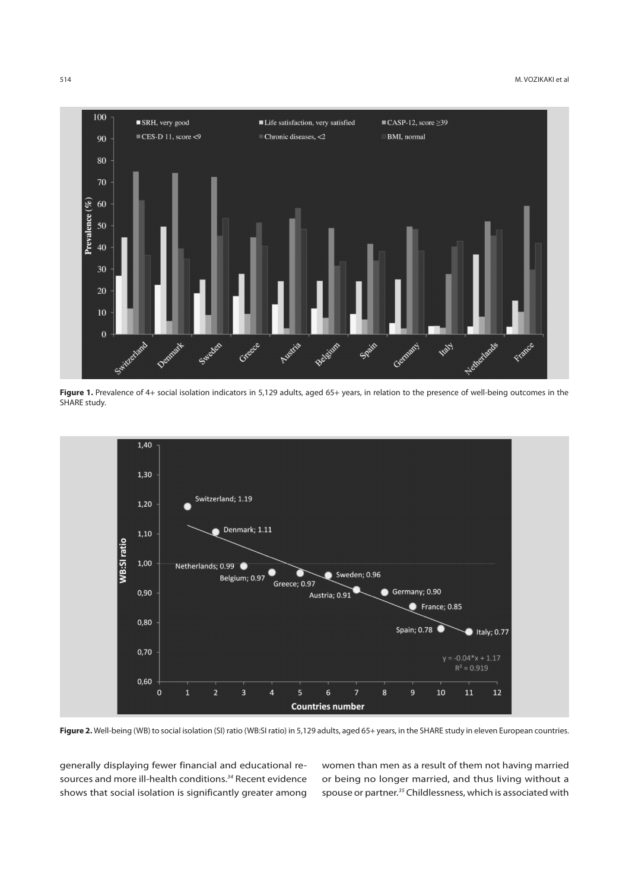**Figure 1.** Prevalence of 4+ social isolation indicators in 5,129 adults, aged 65+ years, in relation to the presence of well-being outcomes in the SHARE study.

**Figure 2.** Well-being (WB) to social isolation (SI) ratio (WB:SI ratio) in 5,129 adults, aged 65+ years, in the SHARE study in eleven European countries.

generally displaying fewer financial and educational resources and more ill-health conditions.[34] Recent evidence shows that social isolation is significantly greater among women than men as a result of them not having married or being no longer married, and thus living without a spouse or partner.[35] Childlessness, which is associated with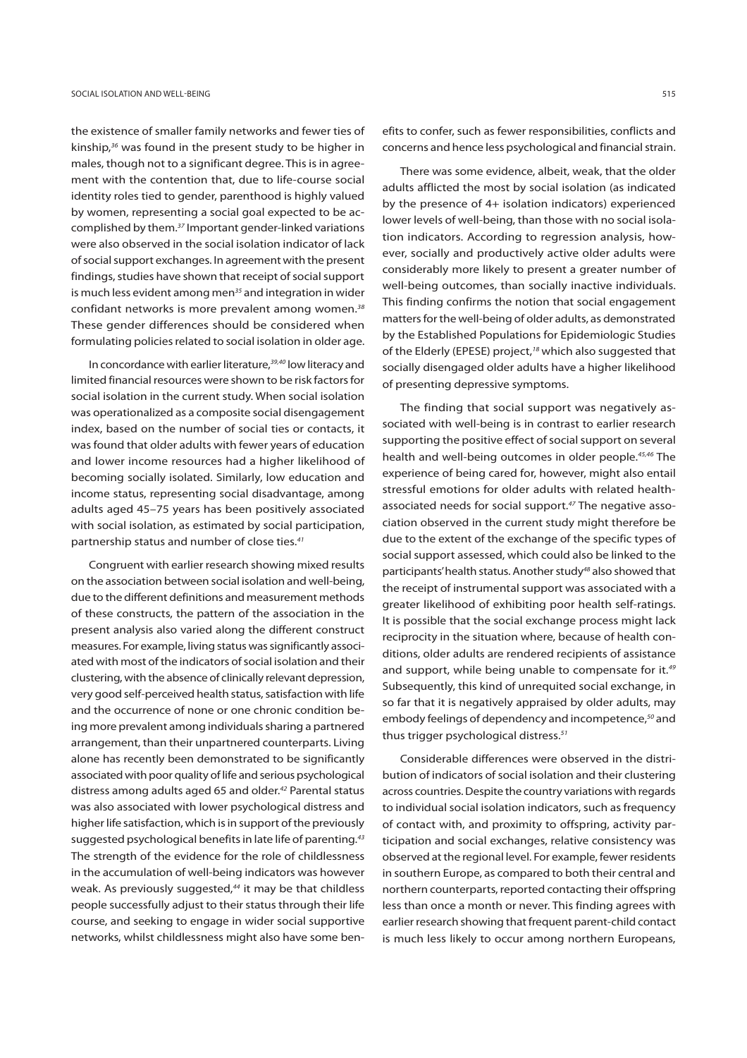the existence of smaller family networks and fewer ties of kinship,[36] was found in the present study to be higher in males, though not to a significant degree. This is in agreement with the contention that, due to life-course social identity roles tied to gender, parenthood is highly valued by women, representing a social goal expected to be accomplished by them.[37] Important gender-linked variations were also observed in the social isolation indicator of lack of social support exchanges. In agreement with the present findings, studies have shown that receipt of social support is much less evident among men[35] and integration in wider confidant networks is more prevalent among women.[38] These gender differences should be considered when formulating policies related to social isolation in older age.

In concordance with earlier literature,[39,40] low literacy and limited financial resources were shown to be risk factors for social isolation in the current study. When social isolation was operationalized as a composite social disengagement index, based on the number of social ties or contacts, it was found that older adults with fewer years of education and lower income resources had a higher likelihood of becoming socially isolated. Similarly, low education and income status, representing social disadvantage, among adults aged 45–75 years has been positively associated with social isolation, as estimated by social participation, partnership status and number of close ties.[41]

Congruent with earlier research showing mixed results on the association between social isolation and well-being, due to the different definitions and measurement methods of these constructs, the pattern of the association in the present analysis also varied along the different construct measures. For example, living status was significantly associated with most of the indicators of social isolation and their clustering, with the absence of clinically relevant depression, very good self-perceived health status, satisfaction with life and the occurrence of none or one chronic condition being more prevalent among individuals sharing a partnered arrangement, than their unpartnered counterparts. Living alone has recently been demonstrated to be significantly associated with poor quality of life and serious psychological distress among adults aged 65 and older.[42] Parental status was also associated with lower psychological distress and higher life satisfaction, which is in support of the previously suggested psychological benefits in late life of parenting.[43] The strength of the evidence for the role of childlessness in the accumulation of well-being indicators was however weak. As previously suggested,[44] it may be that childless people successfully adjust to their status through their life course, and seeking to engage in wider social supportive networks, whilst childlessness might also have some benefits to confer, such as fewer responsibilities, conflicts and concerns and hence less psychological and financial strain.

There was some evidence, albeit, weak, that the older adults afflicted the most by social isolation (as indicated by the presence of 4+ isolation indicators) experienced lower levels of well-being, than those with no social isolation indicators. According to regression analysis, however, socially and productively active older adults were considerably more likely to present a greater number of well-being outcomes, than socially inactive individuals. This finding confirms the notion that social engagement matters for the well-being of older adults, as demonstrated by the Established Populations for Epidemiologic Studies of the Elderly (EPESE) project,[18] which also suggested that socially disengaged older adults have a higher likelihood of presenting depressive symptoms.

The finding that social support was negatively associated with well-being is in contrast to earlier research supporting the positive effect of social support on several health and well-being outcomes in older people.[45,46] The experience of being cared for, however, might also entail stressful emotions for older adults with related health-associated needs for social support.[47] The negative association observed in the current study might therefore be due to the extent of the exchange of the specific types of social support assessed, which could also be linked to the participants' health status. Another study[48] also showed that the receipt of instrumental support was associated with a greater likelihood of exhibiting poor health self-ratings. It is possible that the social exchange process might lack reciprocity in the situation where, because of health conditions, older adults are rendered recipients of assistance and support, while being unable to compensate for it.[49] Subsequently, this kind of unrequited social exchange, in so far that it is negatively appraised by older adults, may embody feelings of dependency and incompetence,[50] and thus trigger psychological distress.[51]

Considerable differences were observed in the distribution of indicators of social isolation and their clustering across countries. Despite the country variations with regards to individual social isolation indicators, such as frequency of contact with, and proximity to offspring, activity participation and social exchanges, relative consistency was observed at the regional level. For example, fewer residents in southern Europe, as compared to both their central and northern counterparts, reported contacting their offspring less than once a month or never. This finding agrees with earlier research showing that frequent parent-child contact is much less likely to occur among northern Europeans,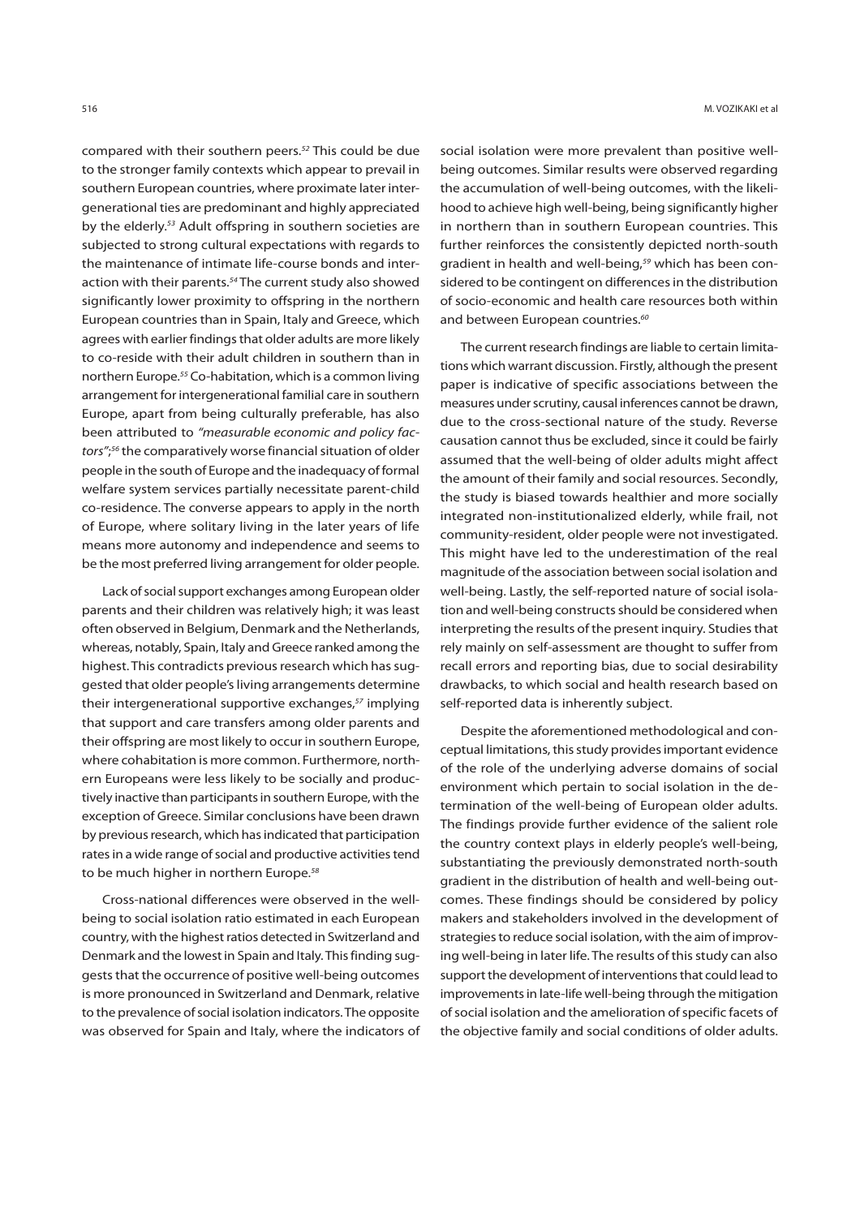compared with their southern peers.[52] This could be due to the stronger family contexts which appear to prevail in southern European countries, where proximate later intergenerational ties are predominant and highly appreciated by the elderly.[53] Adult offspring in southern societies are subjected to strong cultural expectations with regards to the maintenance of intimate life-course bonds and interaction with their parents.[54] The current study also showed significantly lower proximity to offspring in the northern European countries than in Spain, Italy and Greece, which agrees with earlier findings that older adults are more likely to co-reside with their adult children in southern than in northern Europe.[55] Co-habitation, which is a common living arrangement for intergenerational familial care in southern Europe, apart from being culturally preferable, has also been attributed to *"measurable economic and policy factors"*;[56] the comparatively worse financial situation of older people in the south of Europe and the inadequacy of formal welfare system services partially necessitate parent-child co-residence. The converse appears to apply in the north of Europe, where solitary living in the later years of life means more autonomy and independence and seems to be the most preferred living arrangement for older people.

Lack of social support exchanges among European older parents and their children was relatively high; it was least often observed in Belgium, Denmark and the Netherlands, whereas, notably, Spain, Italy and Greece ranked among the highest. This contradicts previous research which has suggested that older people's living arrangements determine their intergenerational supportive exchanges,[57] implying that support and care transfers among older parents and their offspring are most likely to occur in southern Europe, where cohabitation is more common. Furthermore, northern Europeans were less likely to be socially and productively inactive than participants in southern Europe, with the exception of Greece. Similar conclusions have been drawn by previous research, which has indicated that participation rates in a wide range of social and productive activities tend to be much higher in northern Europe.[58]

Cross-national differences were observed in the well-being to social isolation ratio estimated in each European country, with the highest ratios detected in Switzerland and Denmark and the lowest in Spain and Italy. This finding suggests that the occurrence of positive well-being outcomes is more pronounced in Switzerland and Denmark, relative to the prevalence of social isolation indicators. The opposite was observed for Spain and Italy, where the indicators of social isolation were more prevalent than positive well-being outcomes. Similar results were observed regarding the accumulation of well-being outcomes, with the likelihood to achieve high well-being, being significantly higher in northern than in southern European countries. This further reinforces the consistently depicted north-south gradient in health and well-being,[59] which has been considered to be contingent on differences in the distribution of socio-economic and health care resources both within and between European countries.[60]

The current research findings are liable to certain limitations which warrant discussion. Firstly, although the present paper is indicative of specific associations between the measures under scrutiny, causal inferences cannot be drawn, due to the cross-sectional nature of the study. Reverse causation cannot thus be excluded, since it could be fairly assumed that the well-being of older adults might affect the amount of their family and social resources. Secondly, the study is biased towards healthier and more socially integrated non-institutionalized elderly, while frail, not community-resident, older people were not investigated. This might have led to the underestimation of the real magnitude of the association between social isolation and well-being. Lastly, the self-reported nature of social isolation and well-being constructs should be considered when interpreting the results of the present inquiry. Studies that rely mainly on self-assessment are thought to suffer from recall errors and reporting bias, due to social desirability drawbacks, to which social and health research based on self-reported data is inherently subject.

Despite the aforementioned methodological and conceptual limitations, this study provides important evidence of the role of the underlying adverse domains of social environment which pertain to social isolation in the determination of the well-being of European older adults. The findings provide further evidence of the salient role the country context plays in elderly people's well-being, substantiating the previously demonstrated north-south gradient in the distribution of health and well-being outcomes. These findings should be considered by policy makers and stakeholders involved in the development of strategies to reduce social isolation, with the aim of improving well-being in later life. The results of this study can also support the development of interventions that could lead to improvements in late-life well-being through the mitigation of social isolation and the amelioration of specific facets of the objective family and social conditions of older adults.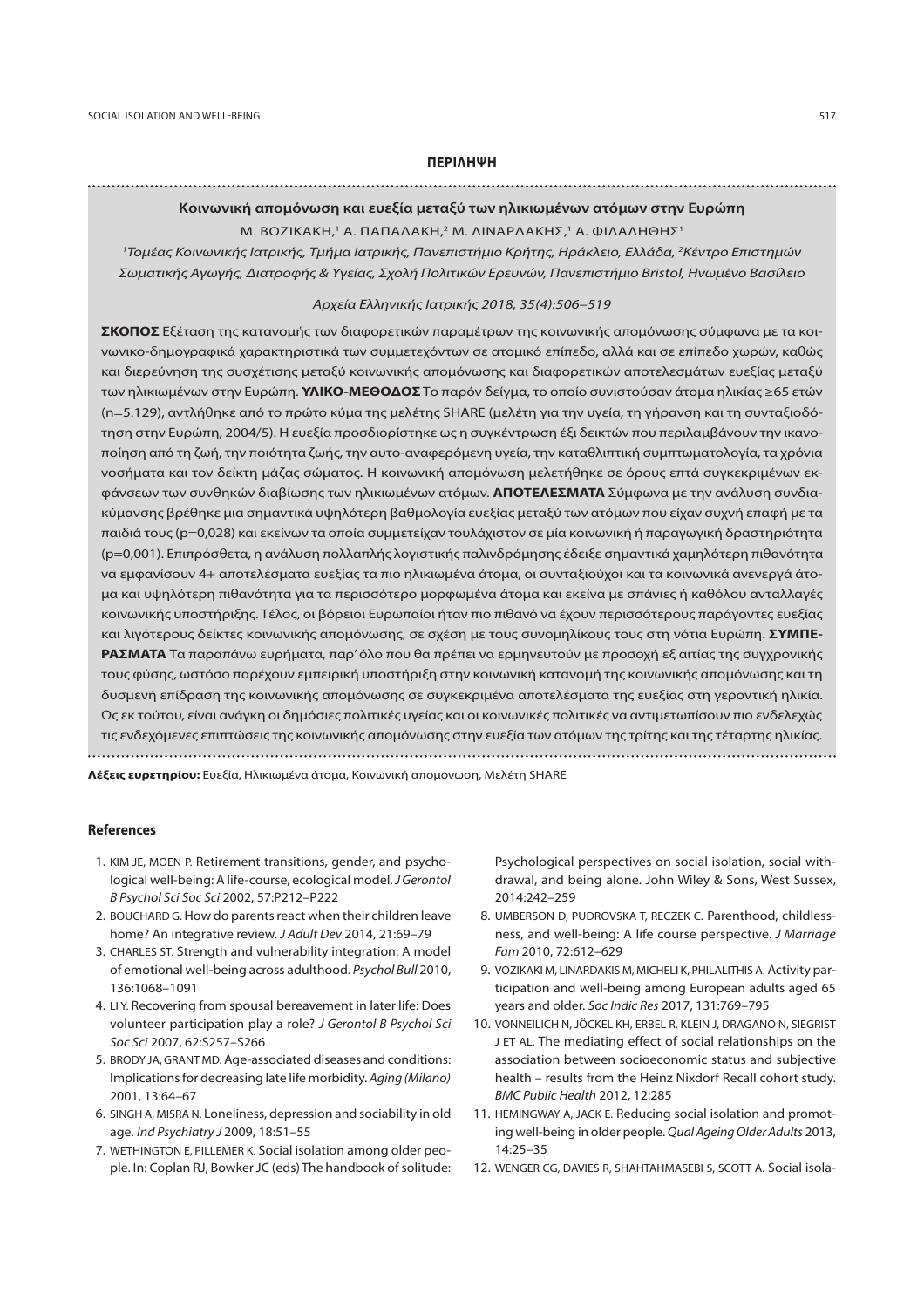## ΠΕΡΙΛΗΨΗ

### Κοινωνική απομόνωση και ευεξία μεταξύ των ηλικιωμένων ατόμων στην Ευρώπη

Μ. ΒΟΖΙΚΑΚΗ,[1] Α. ΠΑΠΑΔΑΚΗ,[2] Μ. ΛΙΝΑΡΔΑΚΗΣ,[1] Α. ΦΙΛΑΛΗΘΗΣ[1]

*[1]Τομέας Κοινωνικής Ιατρικής, Τμήμα Ιατρικής, Πανεπιστήμιο Κρήτης, Ηράκλειο, Ελλάδα, [2]Κέντρο Επιστημών Σωματικής Αγωγής, Διατροφής & Υγείας, Σχολή Πολιτικών Ερευνών, Πανεπιστήμιο Bristol, Ηνωμένο Βασίλειο*

*Αρχεία Ελληνικής Ιατρικής 2018, 35(4):506–519*

**ΣΚΟΠΟΣ** Εξέταση της κατανομής των διαφορετικών παραμέτρων της κοινωνικής απομόνωσης σύμφωνα με τα κοινωνικο-δημογραφικά χαρακτηριστικά των συμμετεχόντων σε ατομικό επίπεδο, αλλά και σε επίπεδο χωρών, καθώς και διερεύνηση της συσχέτισης μεταξύ κοινωνικής απομόνωσης και διαφορετικών αποτελεσμάτων ευεξίας μεταξύ των ηλικιωμένων στην Ευρώπη. **ΥΛΙΚΟ-ΜΕΘΟΔΟΣ** Το παρόν δείγμα, το οποίο συνιστούσαν άτομα ηλικίας ≥65 ετών (n=5.129), αντλήθηκε από το πρώτο κύμα της μελέτης SHARE (μελέτη για την υγεία, τη γήρανση και τη συνταξιοδότηση στην Ευρώπη, 2004/5). Η ευεξία προσδιορίστηκε ως η συγκέντρωση έξι δεικτών που περιλαμβάνουν την ικανοποίηση από τη ζωή, την ποιότητα ζωής, την αυτο-αναφερόμενη υγεία, την καταθλιπτική συμπτωματολογία, τα χρόνια νοσήματα και τον δείκτη μάζας σώματος. Η κοινωνική απομόνωση μελετήθηκε σε όρους επτά συγκεκριμένων εκφάνσεων των συνθηκών διαβίωσης των ηλικιωμένων ατόμων. **ΑΠΟΤΕΛΕΣΜΑΤΑ** Σύμφωνα με την ανάλυση συνδιακύμανσης βρέθηκε μια σημαντικά υψηλότερη βαθμολογία ευεξίας μεταξύ των ατόμων που είχαν συχνή επαφή με τα παιδιά τους (p=0,028) και εκείνων τα οποία συμμετείχαν τουλάχιστον σε μία κοινωνική ή παραγωγική δραστηριότητα (p=0,001). Επιπρόσθετα, η ανάλυση πολλαπλής λογιστικής παλινδρόμησης έδειξε σημαντικά χαμηλότερη πιθανότητα να εμφανίσουν 4+ αποτελέσματα ευεξίας τα πιο ηλικιωμένα άτομα, οι συνταξιούχοι και τα κοινωνικά ανενεργά άτομα και υψηλότερη πιθανότητα για τα περισσότερο μορφωμένα άτομα και εκείνα με σπάνιες ή καθόλου ανταλλαγές κοινωνικής υποστήριξης. Τέλος, οι βόρειοι Ευρωπαίοι ήταν πιο πιθανό να έχουν περισσότερους παράγοντες ευεξίας και λιγότερους δείκτες κοινωνικής απομόνωσης, σε σχέση με τους συνομηλίκους τους στη νότια Ευρώπη. **ΣΥΜΠΕΡΑΣΜΑΤΑ** Τα παραπάνω ευρήματα, παρ' όλο που θα πρέπει να ερμηνευτούν με προσοχή εξ αιτίας της συγχρονικής τους φύσης, ωστόσο παρέχουν εμπειρική υποστήριξη στην κοινωνική κατανομή της κοινωνικής απομόνωσης και τη δυσμενή επίδραση της κοινωνικής απομόνωσης σε συγκεκριμένα αποτελέσματα της ευεξίας στη γεροντική ηλικία. Ως εκ τούτου, είναι ανάγκη οι δημόσιες πολιτικές υγείας και οι κοινωνικές πολιτικές να αντιμετωπίσουν πιο ενδελεχώς τις ενδεχόμενες επιπτώσεις της κοινωνικής απομόνωσης στην ευεξία των ατόμων της τρίτης και της τέταρτης ηλικίας.

**Λέξεις ευρετηρίου:** Ευεξία, Ηλικιωμένα άτομα, Κοινωνική απομόνωση, Μελέτη SHARE

## References

1. KIM JE, MOEN P. Retirement transitions, gender, and psychological well-being: A life-course, ecological model. *J Gerontol B Psychol Sci Soc Sci* 2002, 57:P212–P222
2. BOUCHARD G. How do parents react when their children leave home? An integrative review. *J Adult Dev* 2014, 21:69–79
3. CHARLES ST. Strength and vulnerability integration: A model of emotional well-being across adulthood. *Psychol Bull* 2010, 136:1068–1091
4. LI Y. Recovering from spousal bereavement in later life: Does volunteer participation play a role? *J Gerontol B Psychol Sci Soc Sci* 2007, 62:S257–S266
5. BRODY JA, GRANT MD. Age-associated diseases and conditions: Implications for decreasing late life morbidity. *Aging (Milano)* 2001, 13:64–67
6. SINGH A, MISRA N. Loneliness, depression and sociability in old age. *Ind Psychiatry J* 2009, 18:51–55
7. WETHINGTON E, PILLEMER K. Social isolation among older people. In: Coplan RJ, Bowker JC (eds) The handbook of solitude: Psychological perspectives on social isolation, social withdrawal, and being alone. John Wiley & Sons, West Sussex, 2014:242–259
8. UMBERSON D, PUDROVSKA T, RECZEK C. Parenthood, childlessness, and well-being: A life course perspective. *J Marriage Fam* 2010, 72:612–629
9. VOZIKAKI M, LINARDAKIS M, MICHELI K, PHILALITHIS A. Activity participation and well-being among European adults aged 65 years and older. *Soc Indic Res* 2017, 131:769–795
10. VONNEILICH N, JÖCKEL KH, ERBEL R, KLEIN J, DRAGANO N, SIEGRIST J ET AL. The mediating effect of social relationships on the association between socioeconomic status and subjective health – results from the Heinz Nixdorf Recall cohort study. *BMC Public Health* 2012, 12:285
11. HEMINGWAY A, JACK E. Reducing social isolation and promoting well-being in older people. *Qual Ageing Older Adults* 2013, 14:25–35
12. WENGER CG, DAVIES R, SHAHTAHMASEBI S, SCOTT A. Social isola-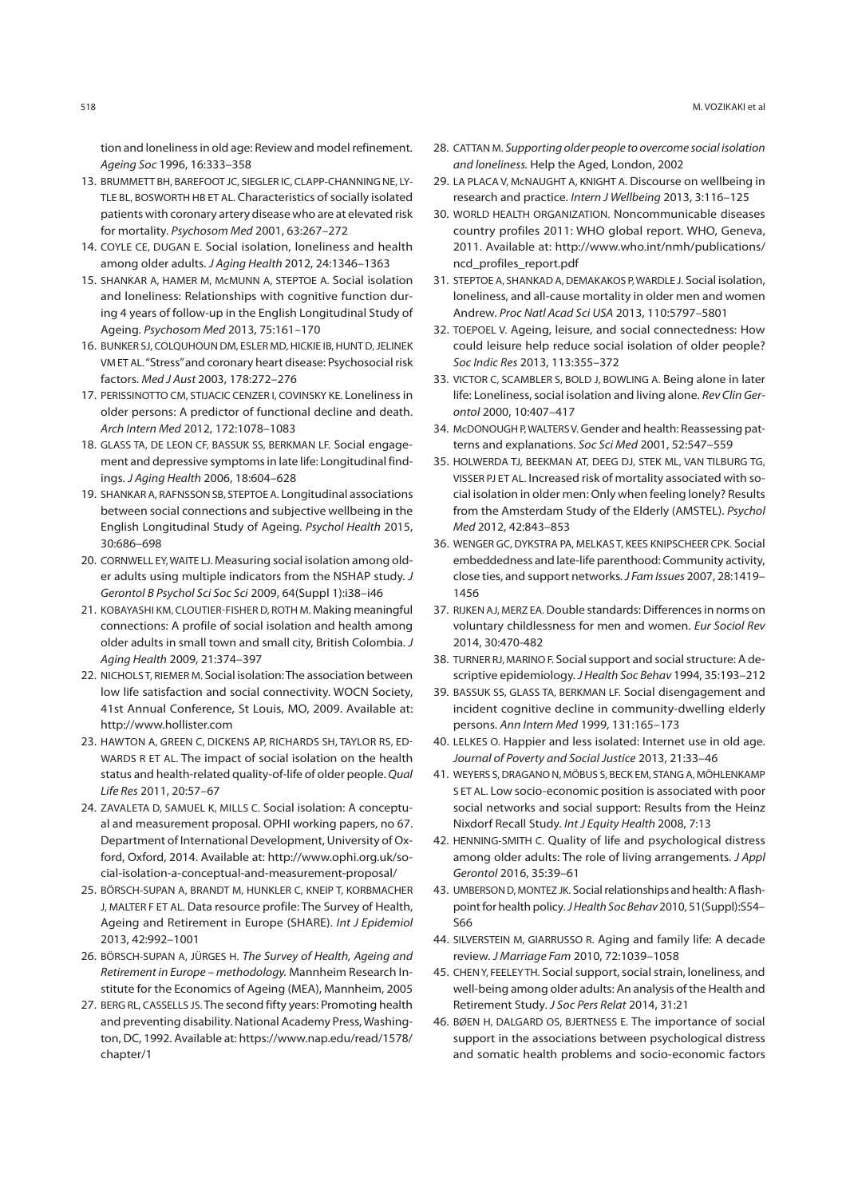tion and loneliness in old age: Review and model refinement. *Ageing Soc* 1996, 16:333–358

13. BRUMMETT BH, BAREFOOT JC, SIEGLER IC, CLAPP-CHANNING NE, LYTLE BL, BOSWORTH HB ET AL. Characteristics of socially isolated patients with coronary artery disease who are at elevated risk for mortality. *Psychosom Med* 2001, 63:267–272
14. COYLE CE, DUGAN E. Social isolation, loneliness and health among older adults. *J Aging Health* 2012, 24:1346–1363
15. SHANKAR A, HAMER M, McMUNN A, STEPTOE A. Social isolation and loneliness: Relationships with cognitive function during 4 years of follow-up in the English Longitudinal Study of Ageing. *Psychosom Med* 2013, 75:161–170
16. BUNKER SJ, COLQUHOUN DM, ESLER MD, HICKIE IB, HUNT D, JELINEK VM ET AL. "Stress" and coronary heart disease: Psychosocial risk factors. *Med J Aust* 2003, 178:272–276
17. PERISSINOTTO CM, STIJACIC CENZER I, COVINSKY KE. Loneliness in older persons: A predictor of functional decline and death. *Arch Intern Med* 2012, 172:1078–1083
18. GLASS TA, DE LEON CF, BASSUK SS, BERKMAN LF. Social engagement and depressive symptoms in late life: Longitudinal findings. *J Aging Health* 2006, 18:604–628
19. SHANKAR A, RAFNSSON SB, STEPTOE A. Longitudinal associations between social connections and subjective wellbeing in the English Longitudinal Study of Ageing. *Psychol Health* 2015, 30:686–698
20. CORNWELL EY, WAITE LJ. Measuring social isolation among older adults using multiple indicators from the NSHAP study. *J Gerontol B Psychol Sci Soc Sci* 2009, 64(Suppl 1):i38–i46
21. KOBAYASHI KM, CLOUTIER-FISHER D, ROTH M. Making meaningful connections: A profile of social isolation and health among older adults in small town and small city, British Colombia. *J Aging Health* 2009, 21:374–397
22. NICHOLS T, RIEMER M. Social isolation: The association between low life satisfaction and social connectivity. WOCN Society, 41st Annual Conference, St Louis, MO, 2009. Available at: http://www.hollister.com
23. HAWTON A, GREEN C, DICKENS AP, RICHARDS SH, TAYLOR RS, EDWARDS R ET AL. The impact of social isolation on the health status and health-related quality-of-life of older people. *Qual Life Res* 2011, 20:57–67
24. ZAVALETA D, SAMUEL K, MILLS C. Social isolation: A conceptual and measurement proposal. OPHI working papers, no 67. Department of International Development, University of Oxford, Oxford, 2014. Available at: http://www.ophi.org.uk/social-isolation-a-conceptual-and-measurement-proposal/
25. BÖRSCH-SUPAN A, BRANDT M, HUNKLER C, KNEIP T, KORBMACHER J, MALTER F ET AL. Data resource profile: The Survey of Health, Ageing and Retirement in Europe (SHARE). *Int J Epidemiol* 2013, 42:992–1001
26. BÖRSCH-SUPAN A, JÜRGES H. *The Survey of Health, Ageing and Retirement in Europe – methodology.* Mannheim Research Institute for the Economics of Ageing (MEA), Mannheim, 2005
27. BERG RL, CASSELLS JS. The second fifty years: Promoting health and preventing disability. National Academy Press, Washington, DC, 1992. Available at: https://www.nap.edu/read/1578/chapter/1
28. CATTAN M. *Supporting older people to overcome social isolation and loneliness.* Help the Aged, London, 2002
29. LA PLACA V, McNAUGHT A, KNIGHT A. Discourse on wellbeing in research and practice. *Intern J Wellbeing* 2013, 3:116–125
30. WORLD HEALTH ORGANIZATION. Noncommunicable diseases country profiles 2011: WHO global report. WHO, Geneva, 2011. Available at: http://www.who.int/nmh/publications/ncd_profiles_report.pdf
31. STEPTOE A, SHANKAD A, DEMAKAKOS P, WARDLE J. Social isolation, loneliness, and all-cause mortality in older men and women Andrew. *Proc Natl Acad Sci USA* 2013, 110:5797–5801
32. TOEPOEL V. Ageing, leisure, and social connectedness: How could leisure help reduce social isolation of older people? *Soc Indic Res* 2013, 113:355–372
33. VICTOR C, SCAMBLER S, BOLD J, BOWLING A. Being alone in later life: Loneliness, social isolation and living alone. *Rev Clin Gerontol* 2000, 10:407–417
34. McDONOUGH P, WALTERS V. Gender and health: Reassessing patterns and explanations. *Soc Sci Med* 2001, 52:547–559
35. HOLWERDA TJ, BEEKMAN AT, DEEG DJ, STEK ML, VAN TILBURG TG, VISSER PJ ET AL. Increased risk of mortality associated with social isolation in older men: Only when feeling lonely? Results from the Amsterdam Study of the Elderly (AMSTEL). *Psychol Med* 2012, 42:843–853
36. WENGER GC, DYKSTRA PA, MELKAS T, KEES KNIPSCHEER CPK. Social embeddedness and late-life parenthood: Community activity, close ties, and support networks. *J Fam Issues* 2007, 28:1419–1456
37. RIJKEN AJ, MERZ EA. Double standards: Differences in norms on voluntary childlessness for men and women. *Eur Sociol Rev* 2014, 30:470-482
38. TURNER RJ, MARINO F. Social support and social structure: A descriptive epidemiology. *J Health Soc Behav* 1994, 35:193–212
39. BASSUK SS, GLASS TA, BERKMAN LF. Social disengagement and incident cognitive decline in community-dwelling elderly persons. *Ann Intern Med* 1999, 131:165–173
40. LELKES O. Happier and less isolated: Internet use in old age. *Journal of Poverty and Social Justice* 2013, 21:33–46
41. WEYERS S, DRAGANO N, MÖBUS S, BECK EM, STANG A, MÖHLENKAMP S ET AL. Low socio-economic position is associated with poor social networks and social support: Results from the Heinz Nixdorf Recall Study. *Int J Equity Health* 2008, 7:13
42. HENNING-SMITH C. Quality of life and psychological distress among older adults: The role of living arrangements. *J Appl Gerontol* 2016, 35:39–61
43. UMBERSON D, MONTEZ JK. Social relationships and health: A flashpoint for health policy. *J Health Soc Behav* 2010, 51(Suppl):S54–S66
44. SILVERSTEIN M, GIARRUSSO R. Aging and family life: A decade review. *J Marriage Fam* 2010, 72:1039–1058
45. CHEN Y, FEELEY TH. Social support, social strain, loneliness, and well-being among older adults: An analysis of the Health and Retirement Study. *J Soc Pers Relat* 2014, 31:21
46. BØEN H, DALGARD OS, BJERTNESS E. The importance of social support in the associations between psychological distress and somatic health problems and socio-economic factors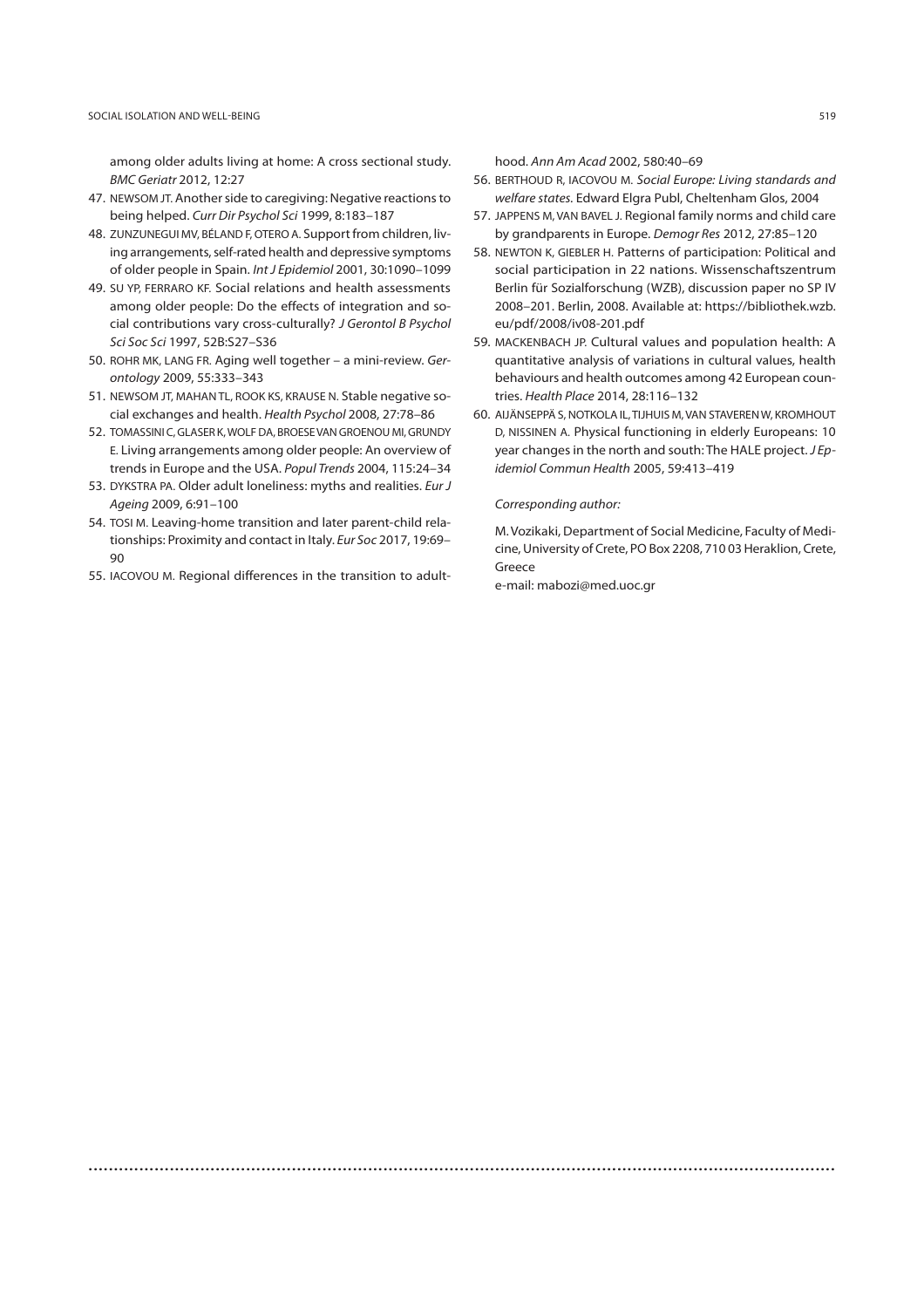among older adults living at home: A cross sectional study. *BMC Geriatr* 2012, 12:27

47. NEWSOM JT. Another side to caregiving: Negative reactions to being helped. *Curr Dir Psychol Sci* 1999, 8:183–187
48. ZUNZUNEGUI MV, BÉLAND F, OTERO A. Support from children, living arrangements, self-rated health and depressive symptoms of older people in Spain. *Int J Epidemiol* 2001, 30:1090–1099
49. SU YP, FERRARO KF. Social relations and health assessments among older people: Do the effects of integration and social contributions vary cross-culturally? *J Gerontol B Psychol Sci Soc Sci* 1997, 52B:S27–S36
50. ROHR MK, LANG FR. Aging well together – a mini-review. *Gerontology* 2009, 55:333–343
51. NEWSOM JT, MAHAN TL, ROOK KS, KRAUSE N. Stable negative social exchanges and health. *Health Psychol* 2008, 27:78–86
52. TOMASSINI C, GLASER K, WOLF DA, BROESE VAN GROENOU MI, GRUNDY E. Living arrangements among older people: An overview of trends in Europe and the USA. *Popul Trends* 2004, 115:24–34
53. DYKSTRA PA. Older adult loneliness: myths and realities. *Eur J Ageing* 2009, 6:91–100
54. TOSI M. Leaving-home transition and later parent-child relationships: Proximity and contact in Italy. *Eur Soc* 2017, 19:69–90
55. IACOVOU M. Regional differences in the transition to adulthood. *Ann Am Acad* 2002, 580:40–69
56. BERTHOUD R, IACOVOU M. *Social Europe: Living standards and welfare states.* Edward Elgra Publ, Cheltenham Glos, 2004
57. JAPPENS M, VAN BAVEL J. Regional family norms and child care by grandparents in Europe. *Demogr Res* 2012, 27:85–120
58. NEWTON K, GIEBLER H. Patterns of participation: Political and social participation in 22 nations. Wissenschaftszentrum Berlin für Sozialforschung (WZB), discussion paper no SP IV 2008–201. Berlin, 2008. Available at: https://bibliothek.wzb.eu/pdf/2008/iv08-201.pdf
59. MACKENBACH JP. Cultural values and population health: A quantitative analysis of variations in cultural values, health behaviours and health outcomes among 42 European countries. *Health Place* 2014, 28:116–132
60. AIJÄNSEPPÄ S, NOTKOLA IL, TIJHUIS M, VAN STAVEREN W, KROMHOUT D, NISSINEN A. Physical functioning in elderly Europeans: 10 year changes in the north and south: The HALE project. *J Epidemiol Commun Health* 2005, 59:413–419

*Corresponding author:*

M. Vozikaki, Department of Social Medicine, Faculty of Medicine, University of Crete, PO Box 2208, 710 03 Heraklion, Crete, Greece
e-mail: mabozi@med.uoc.gr